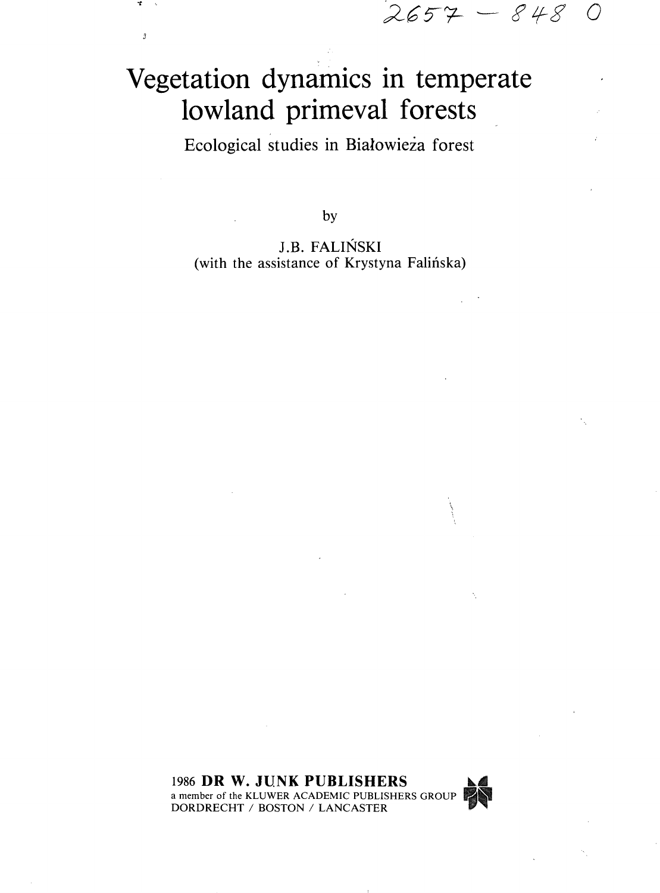2657 — 848 0

# Vegetation dynamics in temperate lowland primeval forests

## Ecological studies in Białowieża forest

by

J.B. FALIŃSKI
(with the assistance of Krystyna Falińska)

1986 **DR W. JUNK PUBLISHERS**
a member of the KLUWER ACADEMIC PUBLISHERS GROUP
DORDRECHT / BOSTON / LANCASTER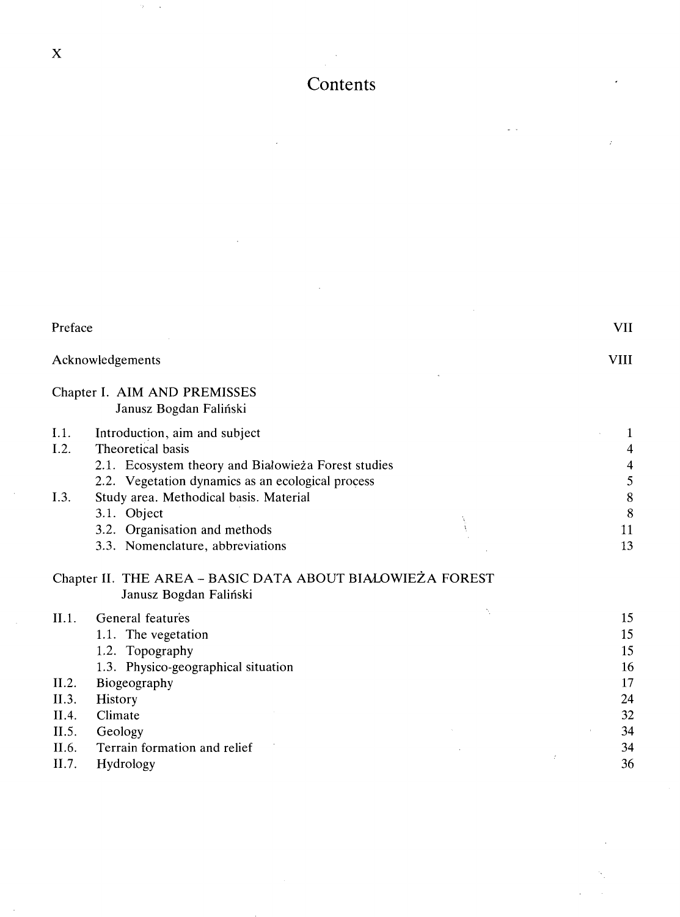# Contents

| | | |
|---|---|---|
| Preface | | VII |
| Acknowledgements | | VIII |
| **Chapter I. AIM AND PREMISSES** | | |
| Janusz Bogdan Faliński | | |
| I.1. | Introduction, aim and subject | 1 |
| I.2. | Theoretical basis | 4 |
| | 2.1. Ecosystem theory and Białowieża Forest studies | 4 |
| | 2.2. Vegetation dynamics as an ecological process | 5 |
| I.3. | Study area. Methodical basis. Material | 8 |
| | 3.1. Object | 8 |
| | 3.2. Organisation and methods | 11 |
| | 3.3. Nomenclature, abbreviations | 13 |
| **Chapter II. THE AREA – BASIC DATA ABOUT BIAŁOWIEŻA FOREST** | | |
| Janusz Bogdan Faliński | | |
| II.1. | General features | 15 |
| | 1.1. The vegetation | 15 |
| | 1.2. Topography | 15 |
| | 1.3. Physico-geographical situation | 16 |
| II.2. | Biogeography | 17 |
| II.3. | History | 24 |
| II.4. | Climate | 32 |
| II.5. | Geology | 34 |
| II.6. | Terrain formation and relief | 34 |
| II.7. | Hydrology | 36 |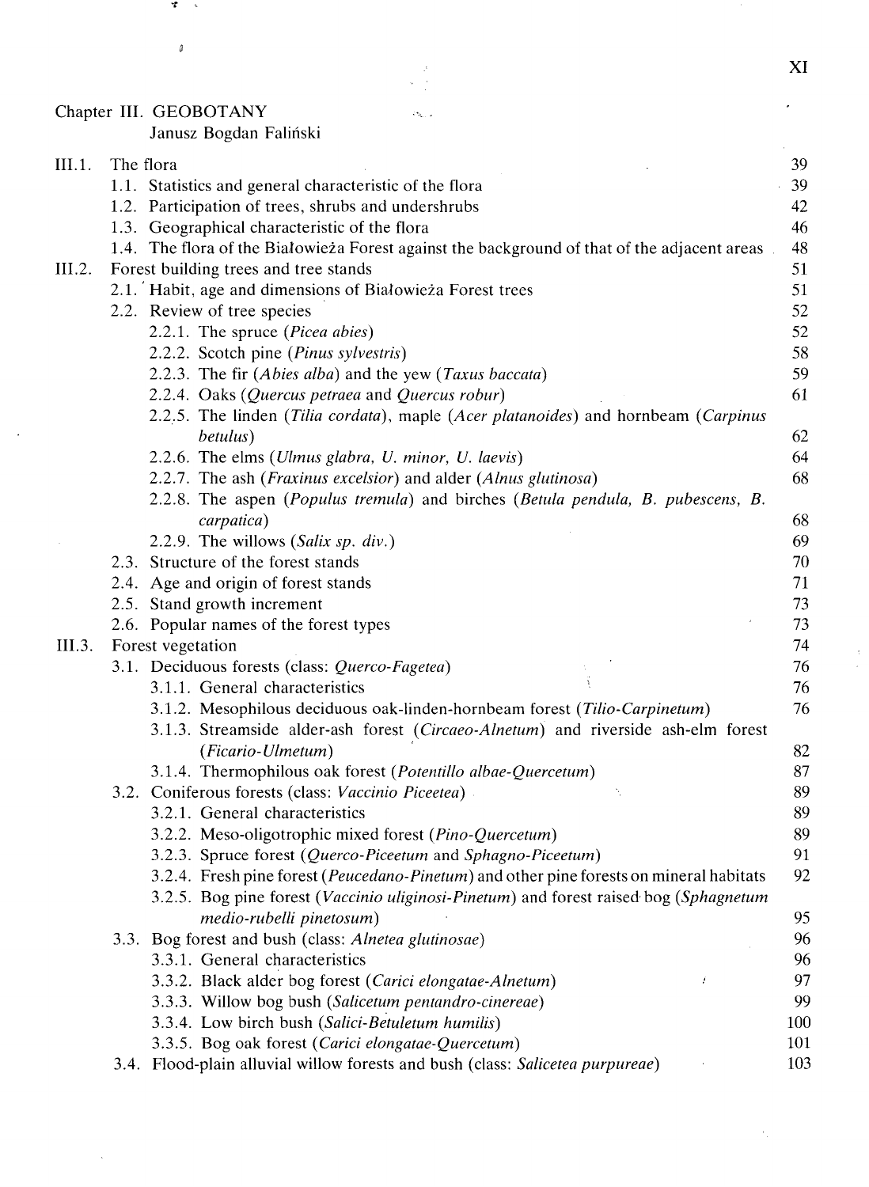Chapter III. GEOBOTANY
Janusz Bogdan Faliński

| | | |
|---|---|---|
| III.1. | The flora | 39 |
| | 1.1. Statistics and general characteristic of the flora | 39 |
| | 1.2. Participation of trees, shrubs and undershrubs | 42 |
| | 1.3. Geographical characteristic of the flora | 46 |
| | 1.4. The flora of the Białowieża Forest against the background of that of the adjacent areas | 48 |
| III.2. | Forest building trees and tree stands | 51 |
| | 2.1. Habit, age and dimensions of Białowieża Forest trees | 51 |
| | 2.2. Review of tree species | 52 |
| | 2.2.1. The spruce (*Picea abies*) | 52 |
| | 2.2.2. Scotch pine (*Pinus sylvestris*) | 58 |
| | 2.2.3. The fir (*Abies alba*) and the yew (*Taxus baccata*) | 59 |
| | 2.2.4. Oaks (*Quercus petraea* and *Quercus robur*) | 61 |
| | 2.2.5. The linden (*Tilia cordata*), maple (*Acer platanoides*) and hornbeam (*Carpinus betulus*) | 62 |
| | 2.2.6. The elms (*Ulmus glabra, U. minor, U. laevis*) | 64 |
| | 2.2.7. The ash (*Fraxinus excelsior*) and alder (*Alnus glutinosa*) | 68 |
| | 2.2.8. The aspen (*Populus tremula*) and birches (*Betula pendula, B. pubescens, B. carpatica*) | 68 |
| | 2.2.9. The willows (*Salix sp. div.*) | 69 |
| | 2.3. Structure of the forest stands | 70 |
| | 2.4. Age and origin of forest stands | 71 |
| | 2.5. Stand growth increment | 73 |
| | 2.6. Popular names of the forest types | 73 |
| III.3. | Forest vegetation | 74 |
| | 3.1. Deciduous forests (class: *Querco-Fagetea*) | 76 |
| | 3.1.1. General characteristics | 76 |
| | 3.1.2. Mesophilous deciduous oak-linden-hornbeam forest (*Tilio-Carpinetum*) | 76 |
| | 3.1.3. Streamside alder-ash forest (*Circaeo-Alnetum*) and riverside ash-elm forest (*Ficario-Ulmetum*) | 82 |
| | 3.1.4. Thermophilous oak forest (*Potentillo albae-Quercetum*) | 87 |
| | 3.2. Coniferous forests (class: *Vaccinio Piceetea*) | 89 |
| | 3.2.1. General characteristics | 89 |
| | 3.2.2. Meso-oligotrophic mixed forest (*Pino-Quercetum*) | 89 |
| | 3.2.3. Spruce forest (*Querco-Piceetum* and *Sphagno-Piceetum*) | 91 |
| | 3.2.4. Fresh pine forest (*Peucedano-Pinetum*) and other pine forests on mineral habitats | 92 |
| | 3.2.5. Bog pine forest (*Vaccinio uliginosi-Pinetum*) and forest raised bog (*Sphagnetum medio-rubelli pinetosum*) | 95 |
| | 3.3. Bog forest and bush (class: *Alnetea glutinosae*) | 96 |
| | 3.3.1. General characteristics | 96 |
| | 3.3.2. Black alder bog forest (*Carici elongatae-Alnetum*) | 97 |
| | 3.3.3. Willow bog bush (*Salicetum pentandro-cinereae*) | 99 |
| | 3.3.4. Low birch bush (*Salici-Betuletum humilis*) | 100 |
| | 3.3.5. Bog oak forest (*Carici elongatae-Quercetum*) | 101 |
| | 3.4. Flood-plain alluvial willow forests and bush (class: *Salicetea purpureae*) | 103 |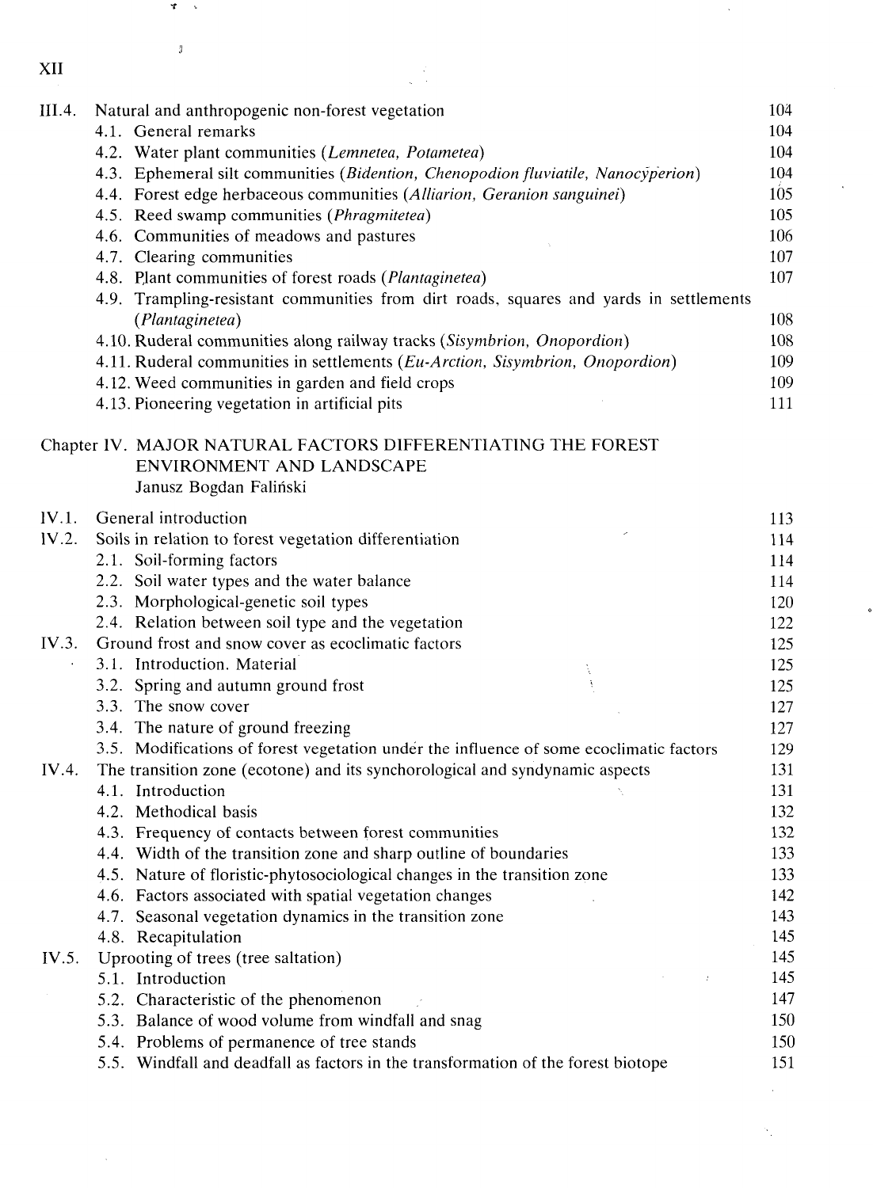| | | |
|---|---|---|
| III.4. | Natural and anthropogenic non-forest vegetation | 104 |
| | 4.1. General remarks | 104 |
| | 4.2. Water plant communities (*Lemnetea, Potametea*) | 104 |
| | 4.3. Ephemeral silt communities (*Bidention, Chenopodion fluviatile, Nanocyperion*) | 104 |
| | 4.4. Forest edge herbaceous communities (*Alliarion, Geranion sanguinei*) | 105 |
| | 4.5. Reed swamp communities (*Phragmitetea*) | 105 |
| | 4.6. Communities of meadows and pastures | 106 |
| | 4.7. Clearing communities | 107 |
| | 4.8. Plant communities of forest roads (*Plantaginetea*) | 107 |
| | 4.9. Trampling-resistant communities from dirt roads, squares and yards in settlements (*Plantaginetea*) | 108 |
| | 4.10. Ruderal communities along railway tracks (*Sisymbrion, Onopordion*) | 108 |
| | 4.11. Ruderal communities in settlements (*Eu-Arction, Sisymbrion, Onopordion*) | 109 |
| | 4.12. Weed communities in garden and field crops | 109 |
| | 4.13. Pioneering vegetation in artificial pits | 111 |

## Chapter IV. MAJOR NATURAL FACTORS DIFFERENTIATING THE FOREST ENVIRONMENT AND LANDSCAPE

Janusz Bogdan Faliński

| | | |
|---|---|---|
| IV.1. | General introduction | 113 |
| IV.2. | Soils in relation to forest vegetation differentiation | 114 |
| | 2.1. Soil-forming factors | 114 |
| | 2.2. Soil water types and the water balance | 114 |
| | 2.3. Morphological-genetic soil types | 120 |
| | 2.4. Relation between soil type and the vegetation | 122 |
| IV.3. | Ground frost and snow cover as ecoclimatic factors | 125 |
| | 3.1. Introduction. Material | 125 |
| | 3.2. Spring and autumn ground frost | 125 |
| | 3.3. The snow cover | 127 |
| | 3.4. The nature of ground freezing | 127 |
| | 3.5. Modifications of forest vegetation under the influence of some ecoclimatic factors | 129 |
| IV.4. | The transition zone (ecotone) and its synchorological and syndynamic aspects | 131 |
| | 4.1. Introduction | 131 |
| | 4.2. Methodical basis | 132 |
| | 4.3. Frequency of contacts between forest communities | 132 |
| | 4.4. Width of the transition zone and sharp outline of boundaries | 133 |
| | 4.5. Nature of floristic-phytosociological changes in the transition zone | 133 |
| | 4.6. Factors associated with spatial vegetation changes | 142 |
| | 4.7. Seasonal vegetation dynamics in the transition zone | 143 |
| | 4.8. Recapitulation | 145 |
| IV.5. | Uprooting of trees (tree saltation) | 145 |
| | 5.1. Introduction | 145 |
| | 5.2. Characteristic of the phenomenon | 147 |
| | 5.3. Balance of wood volume from windfall and snag | 150 |
| | 5.4. Problems of permanence of tree stands | 150 |
| | 5.5. Windfall and deadfall as factors in the transformation of the forest biotope | 151 |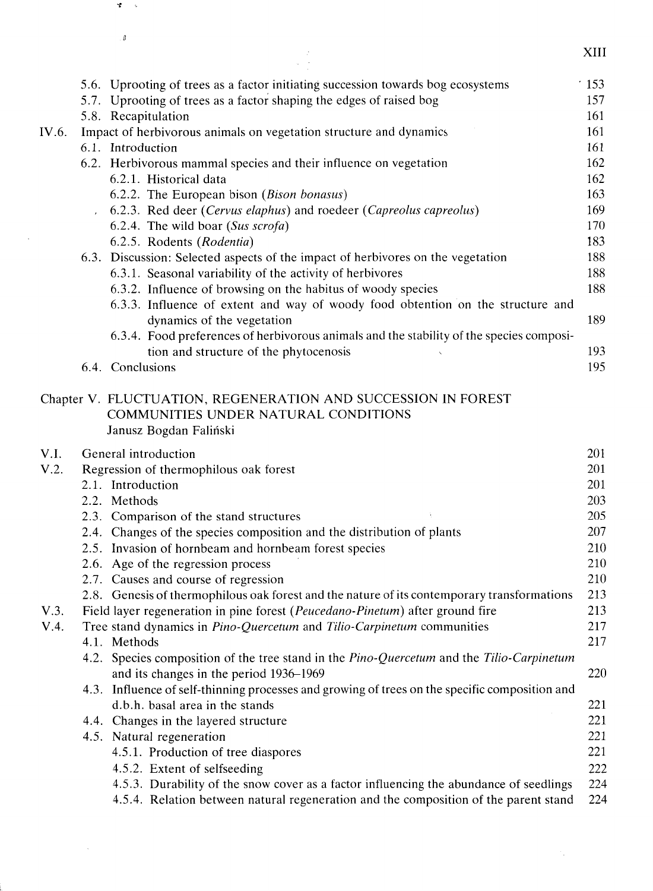5.6. Uprooting of trees as a factor initiating succession towards bog ecosystems 153
5.7. Uprooting of trees as a factor shaping the edges of raised bog 157
5.8. Recapitulation 161

IV.6. Impact of herbivorous animals on vegetation structure and dynamics 161
6.1. Introduction 161
6.2. Herbivorous mammal species and their influence on vegetation 162
6.2.1. Historical data 162
6.2.2. The European bison (*Bison bonasus*) 163
6.2.3. Red deer (*Cervus elaphus*) and roedeer (*Capreolus capreolus*) 169
6.2.4. The wild boar (*Sus scrofa*) 170
6.2.5. Rodents (*Rodentia*) 183
6.3. Discussion: Selected aspects of the impact of herbivores on the vegetation 188
6.3.1. Seasonal variability of the activity of herbivores 188
6.3.2. Influence of browsing on the habitus of woody species 188
6.3.3. Influence of extent and way of woody food obtention on the structure and dynamics of the vegetation 189
6.3.4. Food preferences of herbivorous animals and the stability of the species composition and structure of the phytocenosis 193
6.4. Conclusions 195

## Chapter V. FLUCTUATION, REGENERATION AND SUCCESSION IN FOREST COMMUNITIES UNDER NATURAL CONDITIONS

Janusz Bogdan Faliński

V.1. General introduction 201

V.2. Regression of thermophilous oak forest 201
2.1. Introduction 201
2.2. Methods 203
2.3. Comparison of the stand structures 205
2.4. Changes of the species composition and the distribution of plants 207
2.5. Invasion of hornbeam and hornbeam forest species 210
2.6. Age of the regression process 210
2.7. Causes and course of regression 210
2.8. Genesis of thermophilous oak forest and the nature of its contemporary transformations 213

V.3. Field layer regeneration in pine forest (*Peucedano-Pinetum*) after ground fire 213

V.4. Tree stand dynamics in *Pino-Quercetum* and *Tilio-Carpinetum* communities 217
4.1. Methods 217
4.2. Species composition of the tree stand in the *Pino-Quercetum* and the *Tilio-Carpinetum* and its changes in the period 1936–1969 220
4.3. Influence of self-thinning processes and growing of trees on the specific composition and d.b.h. basal area in the stands 221
4.4. Changes in the layered structure 221
4.5. Natural regeneration 221
4.5.1. Production of tree diaspores 221
4.5.2. Extent of selfseeding 222
4.5.3. Durability of the snow cover as a factor influencing the abundance of seedlings 224
4.5.4. Relation between natural regeneration and the composition of the parent stand 224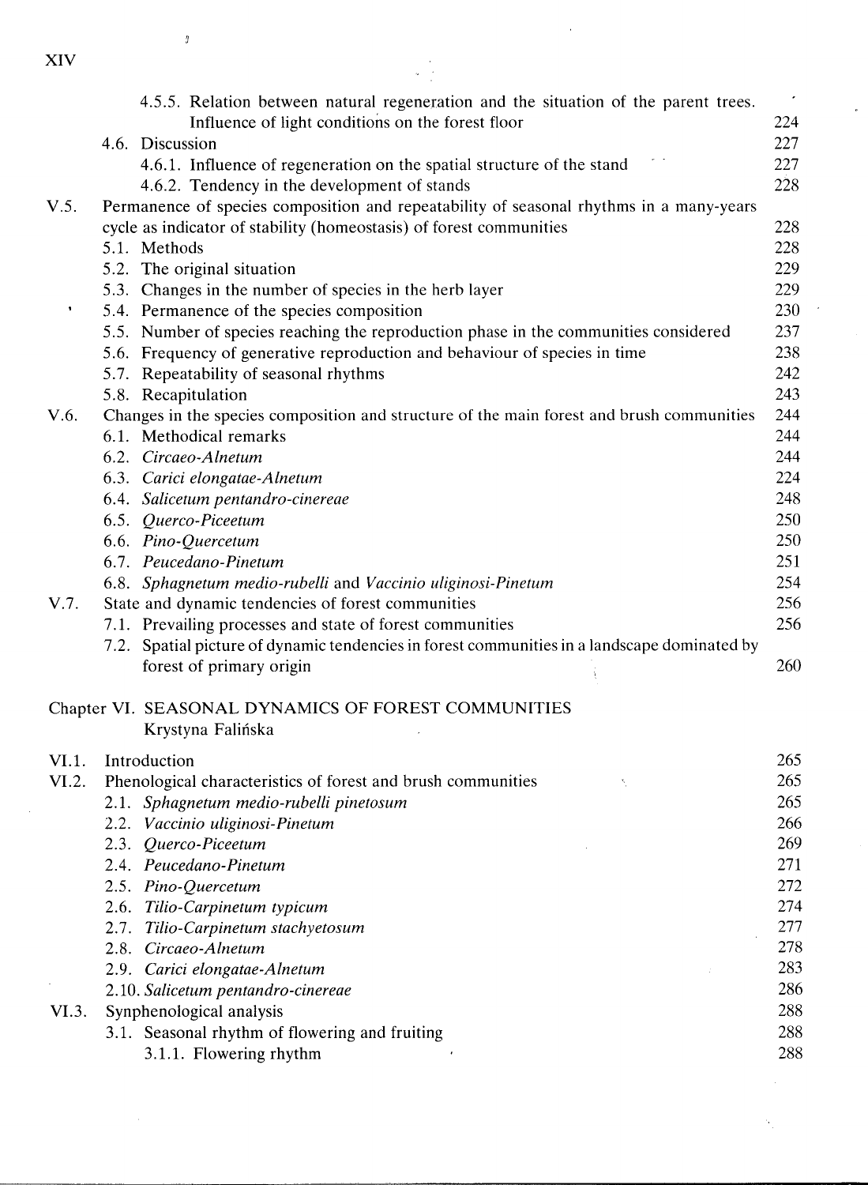| | | |
|---|---|---|
| | 4.5.5. Relation between natural regeneration and the situation of the parent trees. Influence of light conditions on the forest floor | 224 |
| | 4.6. Discussion | 227 |
| | 4.6.1. Influence of regeneration on the spatial structure of the stand | 227 |
| | 4.6.2. Tendency in the development of stands | 228 |
| V.5. | Permanence of species composition and repeatability of seasonal rhythms in a many-years cycle as indicator of stability (homeostasis) of forest communities | 228 |
| | 5.1. Methods | 228 |
| | 5.2. The original situation | 229 |
| | 5.3. Changes in the number of species in the herb layer | 229 |
| | 5.4. Permanence of the species composition | 230 |
| | 5.5. Number of species reaching the reproduction phase in the communities considered | 237 |
| | 5.6. Frequency of generative reproduction and behaviour of species in time | 238 |
| | 5.7. Repeatability of seasonal rhythms | 242 |
| | 5.8. Recapitulation | 243 |
| V.6. | Changes in the species composition and structure of the main forest and brush communities | 244 |
| | 6.1. Methodical remarks | 244 |
| | 6.2. *Circaeo-Alnetum* | 244 |
| | 6.3. *Carici elongatae-Alnetum* | 224 |
| | 6.4. *Salicetum pentandro-cinereae* | 248 |
| | 6.5. *Querco-Piceetum* | 250 |
| | 6.6. *Pino-Quercetum* | 250 |
| | 6.7. *Peucedano-Pinetum* | 251 |
| | 6.8. *Sphagnetum medio-rubelli* and *Vaccinio uliginosi-Pinetum* | 254 |
| V.7. | State and dynamic tendencies of forest communities | 256 |
| | 7.1. Prevailing processes and state of forest communities | 256 |
| | 7.2. Spatial picture of dynamic tendencies in forest communities in a landscape dominated by forest of primary origin | 260 |

Chapter VI. SEASONAL DYNAMICS OF FOREST COMMUNITIES
Krystyna Falińska

| | | |
|---|---|---|
| VI.1. | Introduction | 265 |
| VI.2. | Phenological characteristics of forest and brush communities | 265 |
| | 2.1. *Sphagnetum medio-rubelli pinetosum* | 265 |
| | 2.2. *Vaccinio uliginosi-Pinetum* | 266 |
| | 2.3. *Querco-Piceetum* | 269 |
| | 2.4. *Peucedano-Pinetum* | 271 |
| | 2.5. *Pino-Quercetum* | 272 |
| | 2.6. *Tilio-Carpinetum typicum* | 274 |
| | 2.7. *Tilio-Carpinetum stachyetosum* | 277 |
| | 2.8. *Circaeo-Alnetum* | 278 |
| | 2.9. *Carici elongatae-Alnetum* | 283 |
| | 2.10. *Salicetum pentandro-cinereae* | 286 |
| VI.3. | Synphenological analysis | 288 |
| | 3.1. Seasonal rhythm of flowering and fruiting | 288 |
| | 3.1.1. Flowering rhythm | 288 |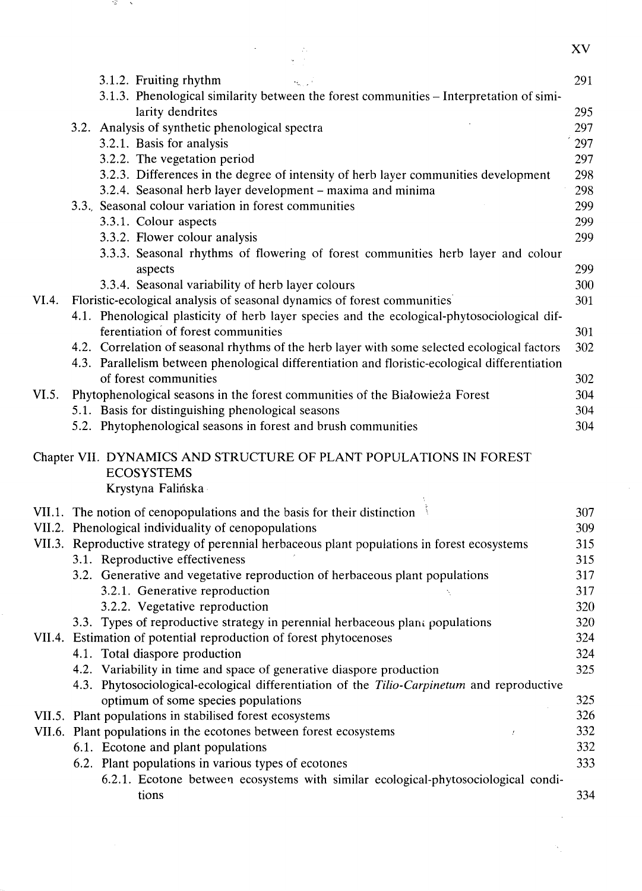3.1.2. Fruiting rhythm 291
3.1.3. Phenological similarity between the forest communities – Interpretation of similarity dendrites 295
3.2. Analysis of synthetic phenological spectra 297
3.2.1. Basis for analysis 297
3.2.2. The vegetation period 297
3.2.3. Differences in the degree of intensity of herb layer communities development 298
3.2.4. Seasonal herb layer development – maxima and minima 298
3.3. Seasonal colour variation in forest communities 299
3.3.1. Colour aspects 299
3.3.2. Flower colour analysis 299
3.3.3. Seasonal rhythms of flowering of forest communities herb layer and colour aspects 299
3.3.4. Seasonal variability of herb layer colours 300
VI.4. Floristic-ecological analysis of seasonal dynamics of forest communities 301
4.1. Phenological plasticity of herb layer species and the ecological-phytosociological differentiation of forest communities 301
4.2. Correlation of seasonal rhythms of the herb layer with some selected ecological factors 302
4.3. Parallelism between phenological differentiation and floristic-ecological differentiation of forest communities 302
VI.5. Phytophenological seasons in the forest communities of the Białowieża Forest 304
5.1. Basis for distinguishing phenological seasons 304
5.2. Phytophenological seasons in forest and brush communities 304

## Chapter VII. DYNAMICS AND STRUCTURE OF PLANT POPULATIONS IN FOREST ECOSYSTEMS

Krystyna Falińska

VII.1. The notion of cenopopulations and the basis for their distinction 307
VII.2. Phenological individuality of cenopopulations 309
VII.3. Reproductive strategy of perennial herbaceous plant populations in forest ecosystems 315
3.1. Reproductive effectiveness 315
3.2. Generative and vegetative reproduction of herbaceous plant populations 317
3.2.1. Generative reproduction 317
3.2.2. Vegetative reproduction 320
3.3. Types of reproductive strategy in perennial herbaceous plant populations 320
VII.4. Estimation of potential reproduction of forest phytocenoses 324
4.1. Total diaspore production 324
4.2. Variability in time and space of generative diaspore production 325
4.3. Phytosociological-ecological differentiation of the *Tilio-Carpinetum* and reproductive optimum of some species populations 325
VII.5. Plant populations in stabilised forest ecosystems 326
VII.6. Plant populations in the ecotones between forest ecosystems 332
6.1. Ecotone and plant populations 332
6.2. Plant populations in various types of ecotones 333
6.2.1. Ecotone between ecosystems with similar ecological-phytosociological conditions 334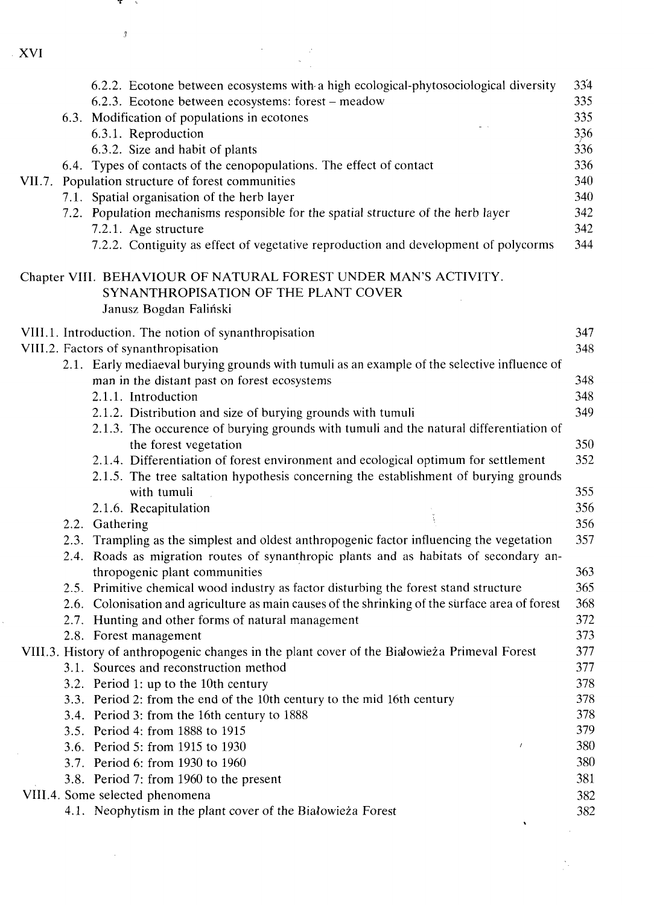6.2.2. Ecotone between ecosystems with a high ecological-phytosociological diversity 334
6.2.3. Ecotone between ecosystems: forest – meadow 335
6.3. Modification of populations in ecotones 335
6.3.1. Reproduction 336
6.3.2. Size and habit of plants 336
6.4. Types of contacts of the cenopopulations. The effect of contact 336
VII.7. Population structure of forest communities 340
7.1. Spatial organisation of the herb layer 340
7.2. Population mechanisms responsible for the spatial structure of the herb layer 342
7.2.1. Age structure 342
7.2.2. Contiguity as effect of vegetative reproduction and development of polycorms 344

## Chapter VIII. BEHAVIOUR OF NATURAL FOREST UNDER MAN'S ACTIVITY. SYNANTHROPISATION OF THE PLANT COVER

Janusz Bogdan Faliński

VIII.1. Introduction. The notion of synanthropisation 347
VIII.2. Factors of synanthropisation 348
2.1. Early mediaeval burying grounds with tumuli as an example of the selective influence of man in the distant past on forest ecosystems 348
2.1.1. Introduction 348
2.1.2. Distribution and size of burying grounds with tumuli 349
2.1.3. The occurence of burying grounds with tumuli and the natural differentiation of the forest vegetation 350
2.1.4. Differentiation of forest environment and ecological optimum for settlement 352
2.1.5. The tree saltation hypothesis concerning the establishment of burying grounds with tumuli 355
2.1.6. Recapitulation 356
2.2. Gathering 356
2.3. Trampling as the simplest and oldest anthropogenic factor influencing the vegetation 357
2.4. Roads as migration routes of synanthropic plants and as habitats of secondary anthropogenic plant communities 363
2.5. Primitive chemical wood industry as factor disturbing the forest stand structure 365
2.6. Colonisation and agriculture as main causes of the shrinking of the surface area of forest 368
2.7. Hunting and other forms of natural management 372
2.8. Forest management 373
VIII.3. History of anthropogenic changes in the plant cover of the Białowieża Primeval Forest 377
3.1. Sources and reconstruction method 377
3.2. Period 1: up to the 10th century 378
3.3. Period 2: from the end of the 10th century to the mid 16th century 378
3.4. Period 3: from the 16th century to 1888 378
3.5. Period 4: from 1888 to 1915 379
3.6. Period 5: from 1915 to 1930 380
3.7. Period 6: from 1930 to 1960 380
3.8. Period 7: from 1960 to the present 381
VIII.4. Some selected phenomena 382
4.1. Neophytism in the plant cover of the Białowieża Forest 382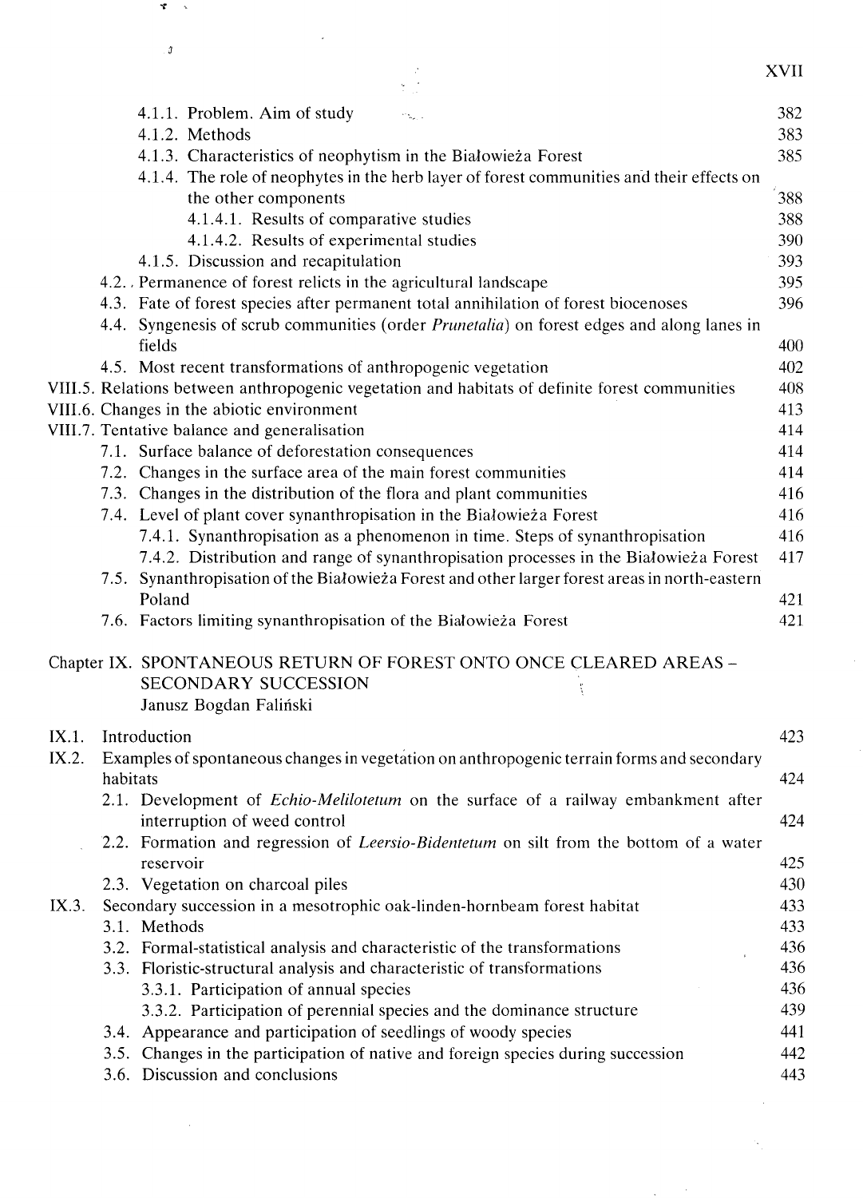4.1.1. Problem. Aim of study 382

4.1.2. Methods 383

4.1.3. Characteristics of neophytism in the Białowieża Forest 385

4.1.4. The role of neophytes in the herb layer of forest communities and their effects on the other components 388

4.1.4.1. Results of comparative studies 388

4.1.4.2. Results of experimental studies 390

4.1.5. Discussion and recapitulation 393

4.2. Permanence of forest relicts in the agricultural landscape 395

4.3. Fate of forest species after permanent total annihilation of forest biocenoses 396

4.4. Syngenesis of scrub communities (order *Prunetalia*) on forest edges and along lanes in fields 400

4.5. Most recent transformations of anthropogenic vegetation 402

VIII.5. Relations between anthropogenic vegetation and habitats of definite forest communities 408

VIII.6. Changes in the abiotic environment 413

VIII.7. Tentative balance and generalisation 414

7.1. Surface balance of deforestation consequences 414

7.2. Changes in the surface area of the main forest communities 414

7.3. Changes in the distribution of the flora and plant communities 416

7.4. Level of plant cover synanthropisation in the Białowieża Forest 416

7.4.1. Synanthropisation as a phenomenon in time. Steps of synanthropisation 416

7.4.2. Distribution and range of synanthropisation processes in the Białowieża Forest 417

7.5. Synanthropisation of the Białowieża Forest and other larger forest areas in north-eastern Poland 421

7.6. Factors limiting synanthropisation of the Białowieża Forest 421

## Chapter IX. SPONTANEOUS RETURN OF FOREST ONTO ONCE CLEARED AREAS – SECONDARY SUCCESSION

Janusz Bogdan Faliński

IX.1. Introduction 423

IX.2. Examples of spontaneous changes in vegetation on anthropogenic terrain forms and secondary habitats 424

2.1. Development of *Echio-Melilotetum* on the surface of a railway embankment after interruption of weed control 424

2.2. Formation and regression of *Leersio-Bidentetum* on silt from the bottom of a water reservoir 425

2.3. Vegetation on charcoal piles 430

IX.3. Secondary succession in a mesotrophic oak-linden-hornbeam forest habitat 433

3.1. Methods 433

3.2. Formal-statistical analysis and characteristic of the transformations 436

3.3. Floristic-structural analysis and characteristic of transformations 436

3.3.1. Participation of annual species 436

3.3.2. Participation of perennial species and the dominance structure 439

3.4. Appearance and participation of seedlings of woody species 441

3.5. Changes in the participation of native and foreign species during succession 442

3.6. Discussion and conclusions 443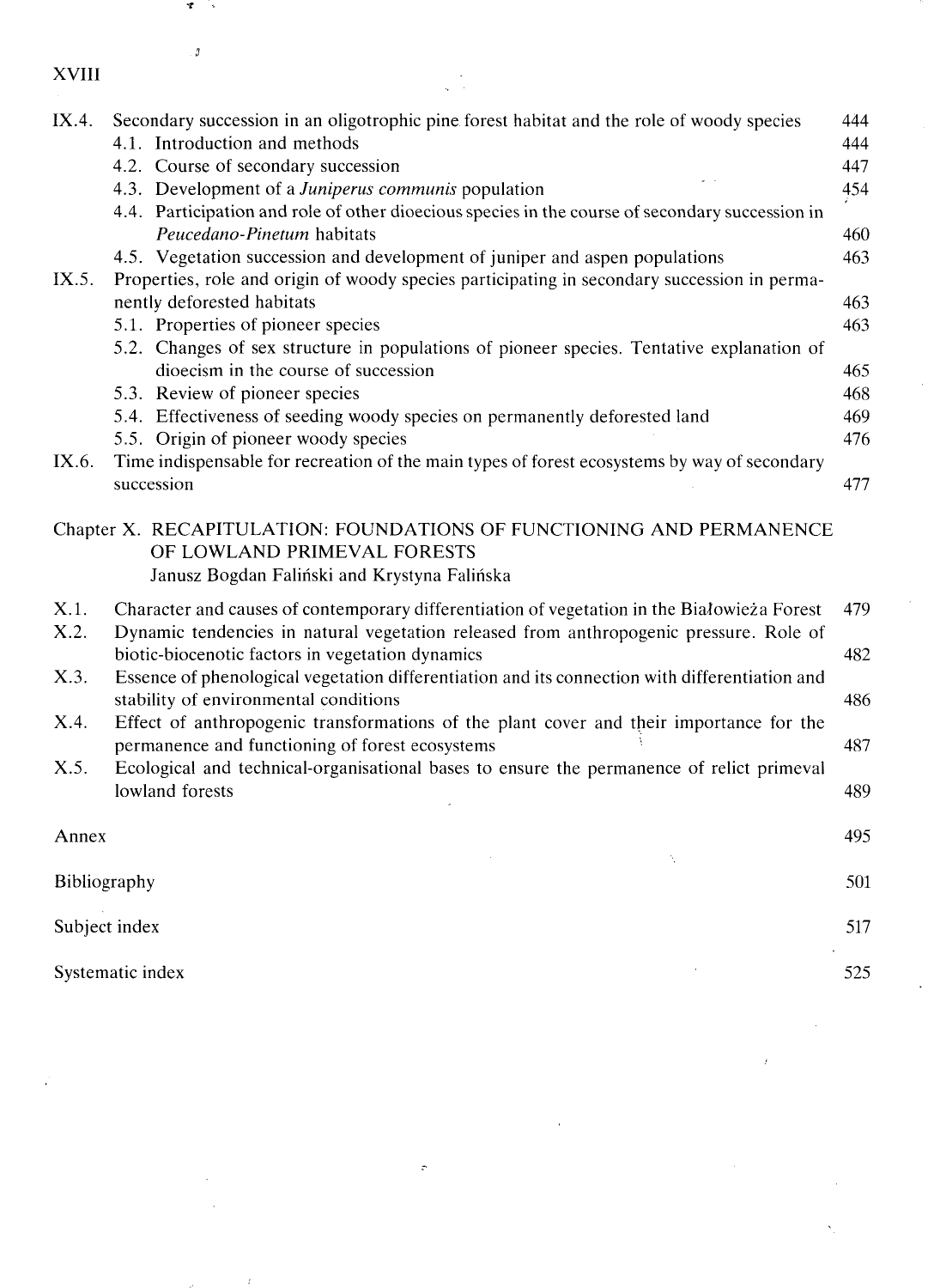IX.4. Secondary succession in an oligotrophic pine forest habitat and the role of woody species 444

4.1. Introduction and methods 444

4.2. Course of secondary succession 447

4.3. Development of a *Juniperus communis* population 454

4.4. Participation and role of other dioecious species in the course of secondary succession in *Peucedano-Pinetum* habitats 460

4.5. Vegetation succession and development of juniper and aspen populations 463

IX.5. Properties, role and origin of woody species participating in secondary succession in permanently deforested habitats 463

5.1. Properties of pioneer species 463

5.2. Changes of sex structure in populations of pioneer species. Tentative explanation of dioecism in the course of succession 465

5.3. Review of pioneer species 468

5.4. Effectiveness of seeding woody species on permanently deforested land 469

5.5. Origin of pioneer woody species 476

IX.6. Time indispensable for recreation of the main types of forest ecosystems by way of secondary succession 477

Chapter X. RECAPITULATION: FOUNDATIONS OF FUNCTIONING AND PERMANENCE OF LOWLAND PRIMEVAL FORESTS

Janusz Bogdan Faliński and Krystyna Falińska

X.1. Character and causes of contemporary differentiation of vegetation in the Białowieża Forest 479

X.2. Dynamic tendencies in natural vegetation released from anthropogenic pressure. Role of biotic-biocenotic factors in vegetation dynamics 482

X.3. Essence of phenological vegetation differentiation and its connection with differentiation and stability of environmental conditions 486

X.4. Effect of anthropogenic transformations of the plant cover and their importance for the permanence and functioning of forest ecosystems 487

X.5. Ecological and technical-organisational bases to ensure the permanence of relict primeval lowland forests 489

Annex 495

Bibliography 501

Subject index 517

Systematic index 525